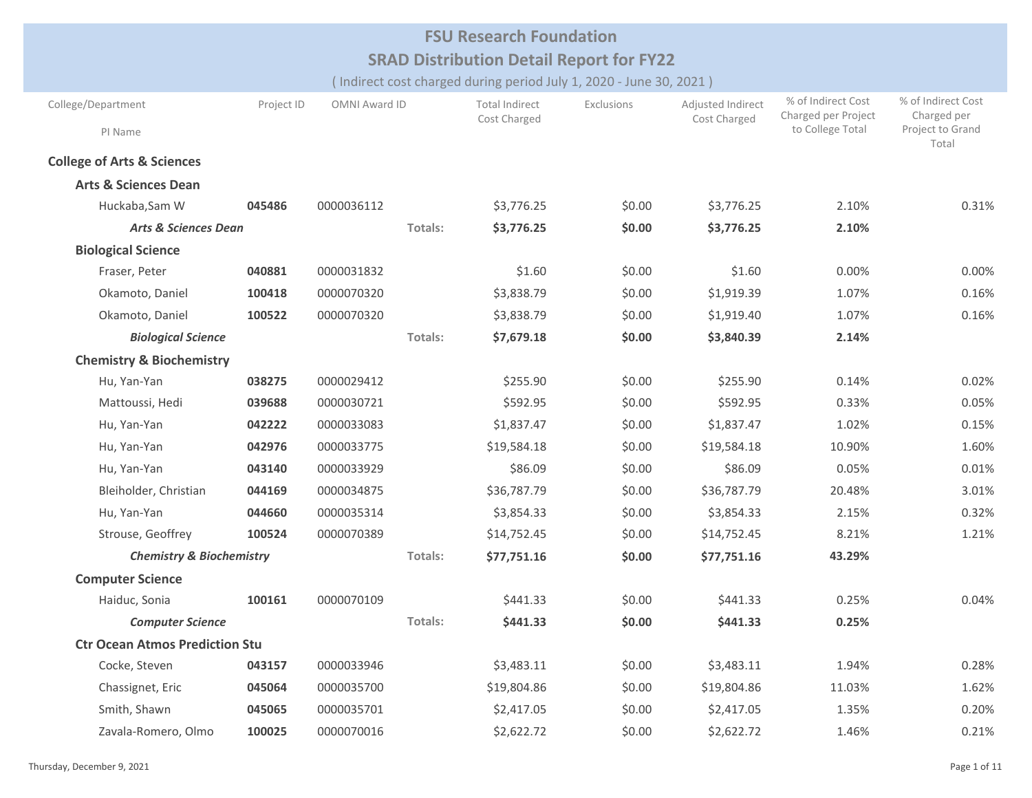# FSU Research Foundation

## SRAD Distribution Detail Report for FY22

( Indirect cost charged during period July 1, 2020 - June 30, 2021 )

| College/Department<br>PI Name | Project ID | OMNI Award ID | | Total Indirect Cost Charged | Exclusions | Adjusted Indirect Cost Charged | % of Indirect Cost Charged per Project to College Total | % of Indirect Cost Charged per Project to Grand Total |
|---|---|---|---|---|---|---|---|---|
| **College of Arts & Sciences** | | | | | | | | |
| **Arts & Sciences Dean** | | | | | | | | |
| Huckaba,Sam W | **045486** | 0000036112 | | $3,776.25 | $0.00 | $3,776.25 | 2.10% | 0.31% |
| ***Arts & Sciences Dean*** | | | **Totals:** | **$3,776.25** | **$0.00** | **$3,776.25** | **2.10%** | |
| **Biological Science** | | | | | | | | |
| Fraser, Peter | **040881** | 0000031832 | | $1.60 | $0.00 | $1.60 | 0.00% | 0.00% |
| Okamoto, Daniel | **100418** | 0000070320 | | $3,838.79 | $0.00 | $1,919.39 | 1.07% | 0.16% |
| Okamoto, Daniel | **100522** | 0000070320 | | $3,838.79 | $0.00 | $1,919.40 | 1.07% | 0.16% |
| ***Biological Science*** | | | **Totals:** | **$7,679.18** | **$0.00** | **$3,840.39** | **2.14%** | |
| **Chemistry & Biochemistry** | | | | | | | | |
| Hu, Yan-Yan | **038275** | 0000029412 | | $255.90 | $0.00 | $255.90 | 0.14% | 0.02% |
| Mattoussi, Hedi | **039688** | 0000030721 | | $592.95 | $0.00 | $592.95 | 0.33% | 0.05% |
| Hu, Yan-Yan | **042222** | 0000033083 | | $1,837.47 | $0.00 | $1,837.47 | 1.02% | 0.15% |
| Hu, Yan-Yan | **042976** | 0000033775 | | $19,584.18 | $0.00 | $19,584.18 | 10.90% | 1.60% |
| Hu, Yan-Yan | **043140** | 0000033929 | | $86.09 | $0.00 | $86.09 | 0.05% | 0.01% |
| Bleiholder, Christian | **044169** | 0000034875 | | $36,787.79 | $0.00 | $36,787.79 | 20.48% | 3.01% |
| Hu, Yan-Yan | **044660** | 0000035314 | | $3,854.33 | $0.00 | $3,854.33 | 2.15% | 0.32% |
| Strouse, Geoffrey | **100524** | 0000070389 | | $14,752.45 | $0.00 | $14,752.45 | 8.21% | 1.21% |
| ***Chemistry & Biochemistry*** | | | **Totals:** | **$77,751.16** | **$0.00** | **$77,751.16** | **43.29%** | |
| **Computer Science** | | | | | | | | |
| Haiduc, Sonia | **100161** | 0000070109 | | $441.33 | $0.00 | $441.33 | 0.25% | 0.04% |
| ***Computer Science*** | | | **Totals:** | **$441.33** | **$0.00** | **$441.33** | **0.25%** | |
| **Ctr Ocean Atmos Prediction Stu** | | | | | | | | |
| Cocke, Steven | **043157** | 0000033946 | | $3,483.11 | $0.00 | $3,483.11 | 1.94% | 0.28% |
| Chassignet, Eric | **045064** | 0000035700 | | $19,804.86 | $0.00 | $19,804.86 | 11.03% | 1.62% |
| Smith, Shawn | **045065** | 0000035701 | | $2,417.05 | $0.00 | $2,417.05 | 1.35% | 0.20% |
| Zavala-Romero, Olmo | **100025** | 0000070016 | | $2,622.72 | $0.00 | $2,622.72 | 1.46% | 0.21% |

Thursday, December 9, 2021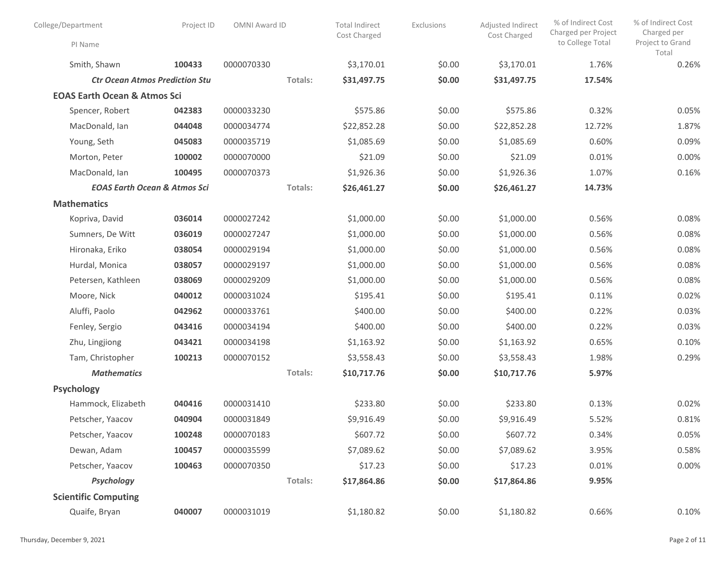| College/Department PI Name | Project ID | OMNI Award ID | | Total Indirect Cost Charged | Exclusions | Adjusted Indirect Cost Charged | % of Indirect Cost Charged per Project to College Total | % of Indirect Cost Charged per Project to Grand Total |
|---|---|---|---|---|---|---|---|---|
| Smith, Shawn | **100433** | 0000070330 | | $3,170.01 | $0.00 | $3,170.01 | 1.76% | 0.26% |
| ***Ctr Ocean Atmos Prediction Stu*** | | | Totals: | **$31,497.75** | **$0.00** | **$31,497.75** | **17.54%** | |
| **EOAS Earth Ocean & Atmos Sci** | | | | | | | | |
| Spencer, Robert | **042383** | 0000033230 | | $575.86 | $0.00 | $575.86 | 0.32% | 0.05% |
| MacDonald, Ian | **044048** | 0000034774 | | $22,852.28 | $0.00 | $22,852.28 | 12.72% | 1.87% |
| Young, Seth | **045083** | 0000035719 | | $1,085.69 | $0.00 | $1,085.69 | 0.60% | 0.09% |
| Morton, Peter | **100002** | 0000070000 | | $21.09 | $0.00 | $21.09 | 0.01% | 0.00% |
| MacDonald, Ian | **100495** | 0000070373 | | $1,926.36 | $0.00 | $1,926.36 | 1.07% | 0.16% |
| ***EOAS Earth Ocean & Atmos Sci*** | | | Totals: | **$26,461.27** | **$0.00** | **$26,461.27** | **14.73%** | |
| **Mathematics** | | | | | | | | |
| Kopriva, David | **036014** | 0000027242 | | $1,000.00 | $0.00 | $1,000.00 | 0.56% | 0.08% |
| Sumners, De Witt | **036019** | 0000027247 | | $1,000.00 | $0.00 | $1,000.00 | 0.56% | 0.08% |
| Hironaka, Eriko | **038054** | 0000029194 | | $1,000.00 | $0.00 | $1,000.00 | 0.56% | 0.08% |
| Hurdal, Monica | **038057** | 0000029197 | | $1,000.00 | $0.00 | $1,000.00 | 0.56% | 0.08% |
| Petersen, Kathleen | **038069** | 0000029209 | | $1,000.00 | $0.00 | $1,000.00 | 0.56% | 0.08% |
| Moore, Nick | **040012** | 0000031024 | | $195.41 | $0.00 | $195.41 | 0.11% | 0.02% |
| Aluffi, Paolo | **042962** | 0000033761 | | $400.00 | $0.00 | $400.00 | 0.22% | 0.03% |
| Fenley, Sergio | **043416** | 0000034194 | | $400.00 | $0.00 | $400.00 | 0.22% | 0.03% |
| Zhu, Lingjiong | **043421** | 0000034198 | | $1,163.92 | $0.00 | $1,163.92 | 0.65% | 0.10% |
| Tam, Christopher | **100213** | 0000070152 | | $3,558.43 | $0.00 | $3,558.43 | 1.98% | 0.29% |
| ***Mathematics*** | | | Totals: | **$10,717.76** | **$0.00** | **$10,717.76** | **5.97%** | |
| **Psychology** | | | | | | | | |
| Hammock, Elizabeth | **040416** | 0000031410 | | $233.80 | $0.00 | $233.80 | 0.13% | 0.02% |
| Petscher, Yaacov | **040904** | 0000031849 | | $9,916.49 | $0.00 | $9,916.49 | 5.52% | 0.81% |
| Petscher, Yaacov | **100248** | 0000070183 | | $607.72 | $0.00 | $607.72 | 0.34% | 0.05% |
| Dewan, Adam | **100457** | 0000035599 | | $7,089.62 | $0.00 | $7,089.62 | 3.95% | 0.58% |
| Petscher, Yaacov | **100463** | 0000070350 | | $17.23 | $0.00 | $17.23 | 0.01% | 0.00% |
| ***Psychology*** | | | Totals: | **$17,864.86** | **$0.00** | **$17,864.86** | **9.95%** | |
| **Scientific Computing** | | | | | | | | |
| Quaife, Bryan | **040007** | 0000031019 | | $1,180.82 | $0.00 | $1,180.82 | 0.66% | 0.10% |

Thursday, December 9, 2021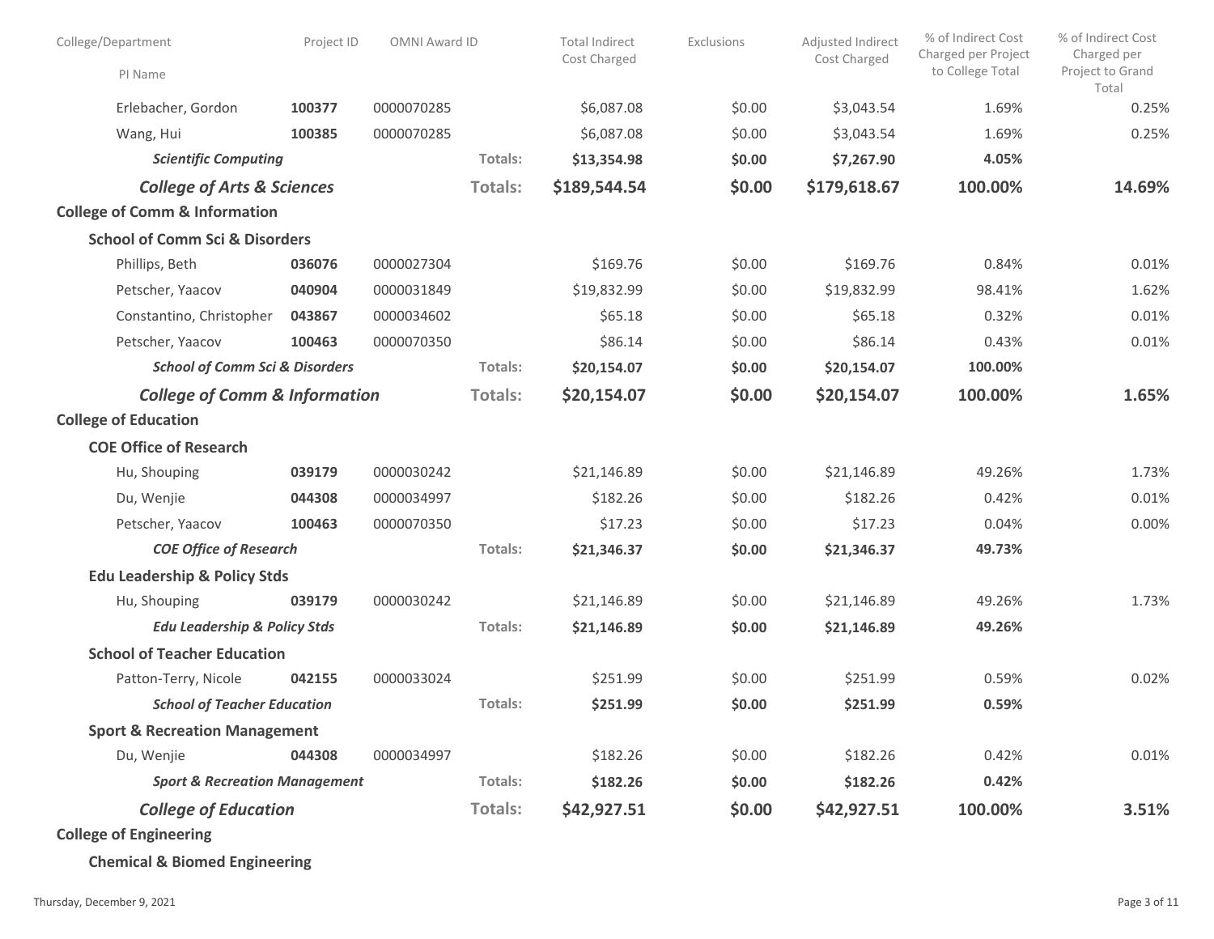| College/Department<br>PI Name | Project ID | OMNI Award ID | | Total Indirect Cost Charged | Exclusions | Adjusted Indirect Cost Charged | % of Indirect Cost Charged per Project to College Total | % of Indirect Cost Charged per Project to Grand Total |
|---|---|---|---|---|---|---|---|---|
| Erlebacher, Gordon | **100377** | 0000070285 | | $6,087.08 | $0.00 | $3,043.54 | 1.69% | 0.25% |
| Wang, Hui | **100385** | 0000070285 | | $6,087.08 | $0.00 | $3,043.54 | 1.69% | 0.25% |
| ***Scientific Computing*** | | | **Totals:** | **$13,354.98** | **$0.00** | **$7,267.90** | **4.05%** | |
| ***College of Arts & Sciences*** | | | **Totals:** | **$189,544.54** | **$0.00** | **$179,618.67** | **100.00%** | **14.69%** |
| **College of Comm & Information** | | | | | | | | |
| **School of Comm Sci & Disorders** | | | | | | | | |
| Phillips, Beth | **036076** | 0000027304 | | $169.76 | $0.00 | $169.76 | 0.84% | 0.01% |
| Petscher, Yaacov | **040904** | 0000031849 | | $19,832.99 | $0.00 | $19,832.99 | 98.41% | 1.62% |
| Constantino, Christopher | **043867** | 0000034602 | | $65.18 | $0.00 | $65.18 | 0.32% | 0.01% |
| Petscher, Yaacov | **100463** | 0000070350 | | $86.14 | $0.00 | $86.14 | 0.43% | 0.01% |
| ***School of Comm Sci & Disorders*** | | | **Totals:** | **$20,154.07** | **$0.00** | **$20,154.07** | **100.00%** | |
| ***College of Comm & Information*** | | | **Totals:** | **$20,154.07** | **$0.00** | **$20,154.07** | **100.00%** | **1.65%** |
| **College of Education** | | | | | | | | |
| **COE Office of Research** | | | | | | | | |
| Hu, Shouping | **039179** | 0000030242 | | $21,146.89 | $0.00 | $21,146.89 | 49.26% | 1.73% |
| Du, Wenjie | **044308** | 0000034997 | | $182.26 | $0.00 | $182.26 | 0.42% | 0.01% |
| Petscher, Yaacov | **100463** | 0000070350 | | $17.23 | $0.00 | $17.23 | 0.04% | 0.00% |
| ***COE Office of Research*** | | | **Totals:** | **$21,346.37** | **$0.00** | **$21,346.37** | **49.73%** | |
| **Edu Leadership & Policy Stds** | | | | | | | | |
| Hu, Shouping | **039179** | 0000030242 | | $21,146.89 | $0.00 | $21,146.89 | 49.26% | 1.73% |
| ***Edu Leadership & Policy Stds*** | | | **Totals:** | **$21,146.89** | **$0.00** | **$21,146.89** | **49.26%** | |
| **School of Teacher Education** | | | | | | | | |
| Patton-Terry, Nicole | **042155** | 0000033024 | | $251.99 | $0.00 | $251.99 | 0.59% | 0.02% |
| ***School of Teacher Education*** | | | **Totals:** | **$251.99** | **$0.00** | **$251.99** | **0.59%** | |
| **Sport & Recreation Management** | | | | | | | | |
| Du, Wenjie | **044308** | 0000034997 | | $182.26 | $0.00 | $182.26 | 0.42% | 0.01% |
| ***Sport & Recreation Management*** | | | **Totals:** | **$182.26** | **$0.00** | **$182.26** | **0.42%** | |
| ***College of Education*** | | | **Totals:** | **$42,927.51** | **$0.00** | **$42,927.51** | **100.00%** | **3.51%** |
| **College of Engineering** | | | | | | | | |
| **Chemical & Biomed Engineering** | | | | | | | | |

Thursday, December 9, 2021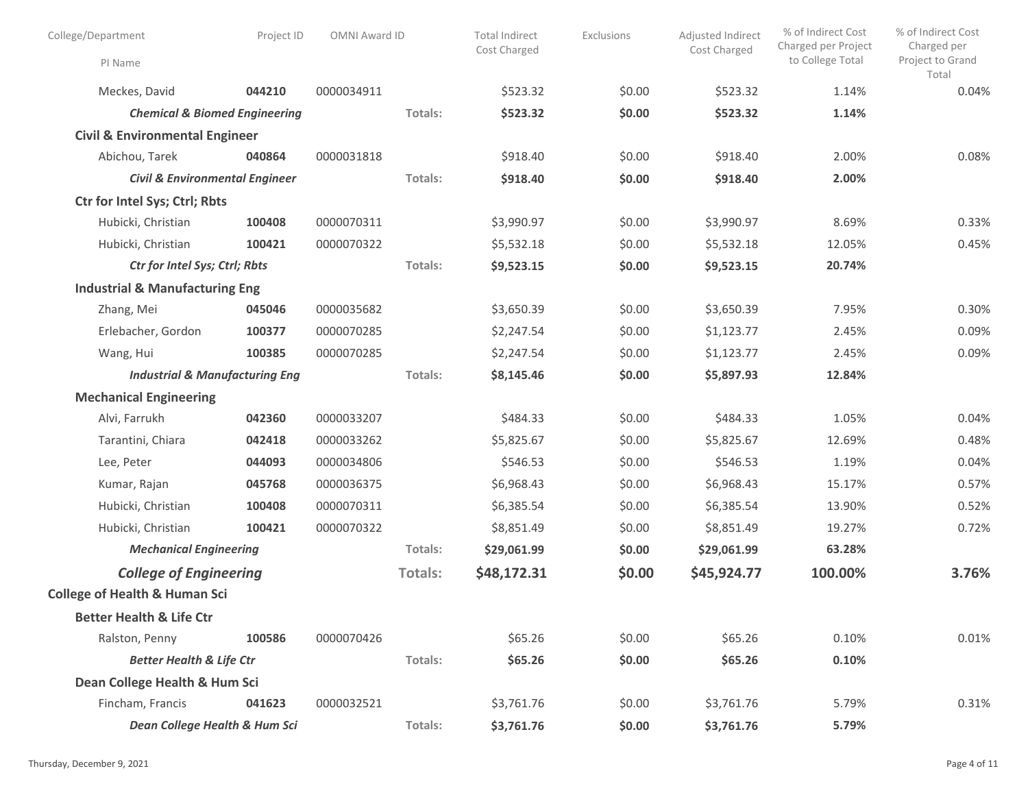| College/Department<br>PI Name | Project ID | OMNI Award ID | | Total Indirect Cost Charged | Exclusions | Adjusted Indirect Cost Charged | % of Indirect Cost Charged per Project to College Total | % of Indirect Cost Charged per Project to Grand Total |
|---|---|---|---|---|---|---|---|---|
| Meckes, David | **044210** | 0000034911 | | $523.32 | $0.00 | $523.32 | 1.14% | 0.04% |
| ***Chemical & Biomed Engineering*** | | | **Totals:** | **$523.32** | **$0.00** | **$523.32** | **1.14%** | |
| **Civil & Environmental Engineer** | | | | | | | | |
| Abichou, Tarek | **040864** | 0000031818 | | $918.40 | $0.00 | $918.40 | 2.00% | 0.08% |
| ***Civil & Environmental Engineer*** | | | **Totals:** | **$918.40** | **$0.00** | **$918.40** | **2.00%** | |
| **Ctr for Intel Sys; Ctrl; Rbts** | | | | | | | | |
| Hubicki, Christian | **100408** | 0000070311 | | $3,990.97 | $0.00 | $3,990.97 | 8.69% | 0.33% |
| Hubicki, Christian | **100421** | 0000070322 | | $5,532.18 | $0.00 | $5,532.18 | 12.05% | 0.45% |
| ***Ctr for Intel Sys; Ctrl; Rbts*** | | | **Totals:** | **$9,523.15** | **$0.00** | **$9,523.15** | **20.74%** | |
| **Industrial & Manufacturing Eng** | | | | | | | | |
| Zhang, Mei | **045046** | 0000035682 | | $3,650.39 | $0.00 | $3,650.39 | 7.95% | 0.30% |
| Erlebacher, Gordon | **100377** | 0000070285 | | $2,247.54 | $0.00 | $1,123.77 | 2.45% | 0.09% |
| Wang, Hui | **100385** | 0000070285 | | $2,247.54 | $0.00 | $1,123.77 | 2.45% | 0.09% |
| ***Industrial & Manufacturing Eng*** | | | **Totals:** | **$8,145.46** | **$0.00** | **$5,897.93** | **12.84%** | |
| **Mechanical Engineering** | | | | | | | | |
| Alvi, Farrukh | **042360** | 0000033207 | | $484.33 | $0.00 | $484.33 | 1.05% | 0.04% |
| Tarantini, Chiara | **042418** | 0000033262 | | $5,825.67 | $0.00 | $5,825.67 | 12.69% | 0.48% |
| Lee, Peter | **044093** | 0000034806 | | $546.53 | $0.00 | $546.53 | 1.19% | 0.04% |
| Kumar, Rajan | **045768** | 0000036375 | | $6,968.43 | $0.00 | $6,968.43 | 15.17% | 0.57% |
| Hubicki, Christian | **100408** | 0000070311 | | $6,385.54 | $0.00 | $6,385.54 | 13.90% | 0.52% |
| Hubicki, Christian | **100421** | 0000070322 | | $8,851.49 | $0.00 | $8,851.49 | 19.27% | 0.72% |
| ***Mechanical Engineering*** | | | **Totals:** | **$29,061.99** | **$0.00** | **$29,061.99** | **63.28%** | |
| ***College of Engineering*** | | | **Totals:** | **$48,172.31** | **$0.00** | **$45,924.77** | **100.00%** | **3.76%** |
| **College of Health & Human Sci** | | | | | | | | |
| **Better Health & Life Ctr** | | | | | | | | |
| Ralston, Penny | **100586** | 0000070426 | | $65.26 | $0.00 | $65.26 | 0.10% | 0.01% |
| ***Better Health & Life Ctr*** | | | **Totals:** | **$65.26** | **$0.00** | **$65.26** | **0.10%** | |
| **Dean College Health & Hum Sci** | | | | | | | | |
| Fincham, Francis | **041623** | 0000032521 | | $3,761.76 | $0.00 | $3,761.76 | 5.79% | 0.31% |
| ***Dean College Health & Hum Sci*** | | | **Totals:** | **$3,761.76** | **$0.00** | **$3,761.76** | **5.79%** | |

Thursday, December 9, 2021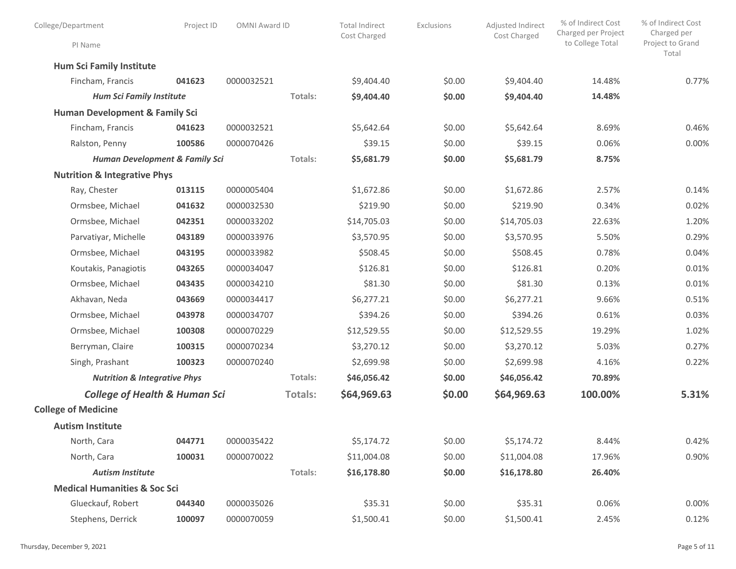| College/Department<br>PI Name | Project ID | OMNI Award ID | | Total Indirect Cost Charged | Exclusions | Adjusted Indirect Cost Charged | % of Indirect Cost Charged per Project to College Total | % of Indirect Cost Charged per Project to Grand Total |
|---|---|---|---|---|---|---|---|---|
| **Hum Sci Family Institute** | | | | | | | | |
| Fincham, Francis | **041623** | 0000032521 | | $9,404.40 | $0.00 | $9,404.40 | 14.48% | 0.77% |
| ***Hum Sci Family Institute*** | | | Totals: | **$9,404.40** | **$0.00** | **$9,404.40** | **14.48%** | |
| **Human Development & Family Sci** | | | | | | | | |
| Fincham, Francis | **041623** | 0000032521 | | $5,642.64 | $0.00 | $5,642.64 | 8.69% | 0.46% |
| Ralston, Penny | **100586** | 0000070426 | | $39.15 | $0.00 | $39.15 | 0.06% | 0.00% |
| ***Human Development & Family Sci*** | | | Totals: | **$5,681.79** | **$0.00** | **$5,681.79** | **8.75%** | |
| **Nutrition & Integrative Phys** | | | | | | | | |
| Ray, Chester | **013115** | 0000005404 | | $1,672.86 | $0.00 | $1,672.86 | 2.57% | 0.14% |
| Ormsbee, Michael | **041632** | 0000032530 | | $219.90 | $0.00 | $219.90 | 0.34% | 0.02% |
| Ormsbee, Michael | **042351** | 0000033202 | | $14,705.03 | $0.00 | $14,705.03 | 22.63% | 1.20% |
| Parvatiyar, Michelle | **043189** | 0000033976 | | $3,570.95 | $0.00 | $3,570.95 | 5.50% | 0.29% |
| Ormsbee, Michael | **043195** | 0000033982 | | $508.45 | $0.00 | $508.45 | 0.78% | 0.04% |
| Koutakis, Panagiotis | **043265** | 0000034047 | | $126.81 | $0.00 | $126.81 | 0.20% | 0.01% |
| Ormsbee, Michael | **043435** | 0000034210 | | $81.30 | $0.00 | $81.30 | 0.13% | 0.01% |
| Akhavan, Neda | **043669** | 0000034417 | | $6,277.21 | $0.00 | $6,277.21 | 9.66% | 0.51% |
| Ormsbee, Michael | **043978** | 0000034707 | | $394.26 | $0.00 | $394.26 | 0.61% | 0.03% |
| Ormsbee, Michael | **100308** | 0000070229 | | $12,529.55 | $0.00 | $12,529.55 | 19.29% | 1.02% |
| Berryman, Claire | **100315** | 0000070234 | | $3,270.12 | $0.00 | $3,270.12 | 5.03% | 0.27% |
| Singh, Prashant | **100323** | 0000070240 | | $2,699.98 | $0.00 | $2,699.98 | 4.16% | 0.22% |
| ***Nutrition & Integrative Phys*** | | | Totals: | **$46,056.42** | **$0.00** | **$46,056.42** | **70.89%** | |
| ***College of Health & Human Sci*** | | | **Totals:** | **$64,969.63** | **$0.00** | **$64,969.63** | **100.00%** | **5.31%** |
| **College of Medicine** | | | | | | | | |
| **Autism Institute** | | | | | | | | |
| North, Cara | **044771** | 0000035422 | | $5,174.72 | $0.00 | $5,174.72 | 8.44% | 0.42% |
| North, Cara | **100031** | 0000070022 | | $11,004.08 | $0.00 | $11,004.08 | 17.96% | 0.90% |
| ***Autism Institute*** | | | Totals: | **$16,178.80** | **$0.00** | **$16,178.80** | **26.40%** | |
| **Medical Humanities & Soc Sci** | | | | | | | | |
| Glueckauf, Robert | **044340** | 0000035026 | | $35.31 | $0.00 | $35.31 | 0.06% | 0.00% |
| Stephens, Derrick | **100097** | 0000070059 | | $1,500.41 | $0.00 | $1,500.41 | 2.45% | 0.12% |

Thursday, December 9, 2021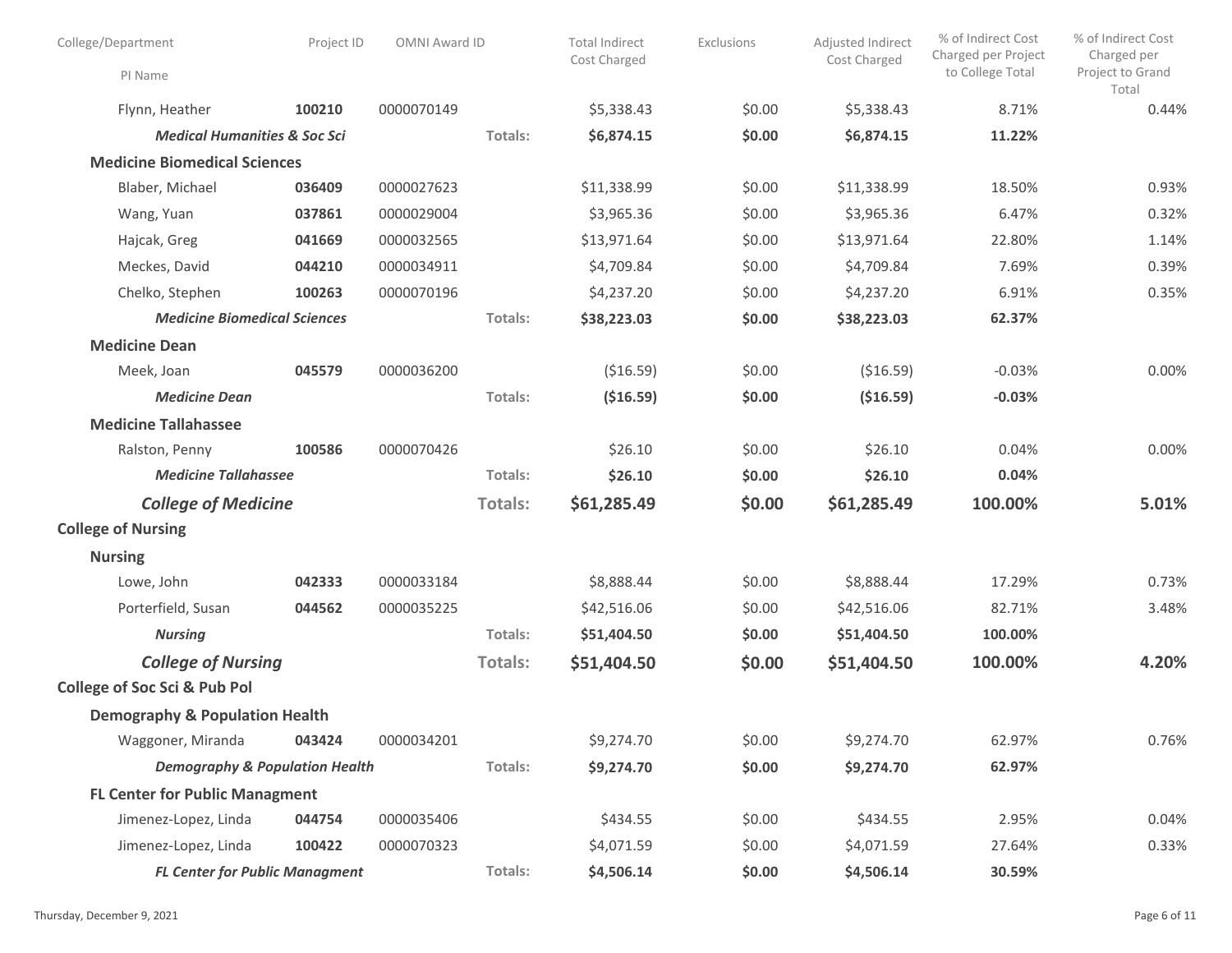| College/Department<br>PI Name | Project ID | OMNI Award ID | | Total Indirect Cost Charged | Exclusions | Adjusted Indirect Cost Charged | % of Indirect Cost Charged per Project to College Total | % of Indirect Cost Charged per Project to Grand Total |
|---|---|---|---|---|---|---|---|---|
| Flynn, Heather | **100210** | 0000070149 | | $5,338.43 | $0.00 | $5,338.43 | 8.71% | 0.44% |
| ***Medical Humanities & Soc Sci*** | | | **Totals:** | **$6,874.15** | **$0.00** | **$6,874.15** | **11.22%** | |
| **Medicine Biomedical Sciences** | | | | | | | | |
| Blaber, Michael | **036409** | 0000027623 | | $11,338.99 | $0.00 | $11,338.99 | 18.50% | 0.93% |
| Wang, Yuan | **037861** | 0000029004 | | $3,965.36 | $0.00 | $3,965.36 | 6.47% | 0.32% |
| Hajcak, Greg | **041669** | 0000032565 | | $13,971.64 | $0.00 | $13,971.64 | 22.80% | 1.14% |
| Meckes, David | **044210** | 0000034911 | | $4,709.84 | $0.00 | $4,709.84 | 7.69% | 0.39% |
| Chelko, Stephen | **100263** | 0000070196 | | $4,237.20 | $0.00 | $4,237.20 | 6.91% | 0.35% |
| ***Medicine Biomedical Sciences*** | | | **Totals:** | **$38,223.03** | **$0.00** | **$38,223.03** | **62.37%** | |
| **Medicine Dean** | | | | | | | | |
| Meek, Joan | **045579** | 0000036200 | | ($16.59) | $0.00 | ($16.59) | -0.03% | 0.00% |
| ***Medicine Dean*** | | | **Totals:** | **($16.59)** | **$0.00** | **($16.59)** | **-0.03%** | |
| **Medicine Tallahassee** | | | | | | | | |
| Ralston, Penny | **100586** | 0000070426 | | $26.10 | $0.00 | $26.10 | 0.04% | 0.00% |
| ***Medicine Tallahassee*** | | | **Totals:** | **$26.10** | **$0.00** | **$26.10** | **0.04%** | |
| ***College of Medicine*** | | | **Totals:** | **$61,285.49** | **$0.00** | **$61,285.49** | **100.00%** | **5.01%** |
| **College of Nursing** | | | | | | | | |
| **Nursing** | | | | | | | | |
| Lowe, John | **042333** | 0000033184 | | $8,888.44 | $0.00 | $8,888.44 | 17.29% | 0.73% |
| Porterfield, Susan | **044562** | 0000035225 | | $42,516.06 | $0.00 | $42,516.06 | 82.71% | 3.48% |
| ***Nursing*** | | | **Totals:** | **$51,404.50** | **$0.00** | **$51,404.50** | **100.00%** | |
| ***College of Nursing*** | | | **Totals:** | **$51,404.50** | **$0.00** | **$51,404.50** | **100.00%** | **4.20%** |
| **College of Soc Sci & Pub Pol** | | | | | | | | |
| **Demography & Population Health** | | | | | | | | |
| Waggoner, Miranda | **043424** | 0000034201 | | $9,274.70 | $0.00 | $9,274.70 | 62.97% | 0.76% |
| ***Demography & Population Health*** | | | **Totals:** | **$9,274.70** | **$0.00** | **$9,274.70** | **62.97%** | |
| **FL Center for Public Managment** | | | | | | | | |
| Jimenez-Lopez, Linda | **044754** | 0000035406 | | $434.55 | $0.00 | $434.55 | 2.95% | 0.04% |
| Jimenez-Lopez, Linda | **100422** | 0000070323 | | $4,071.59 | $0.00 | $4,071.59 | 27.64% | 0.33% |
| ***FL Center for Public Managment*** | | | **Totals:** | **$4,506.14** | **$0.00** | **$4,506.14** | **30.59%** | |

Thursday, December 9, 2021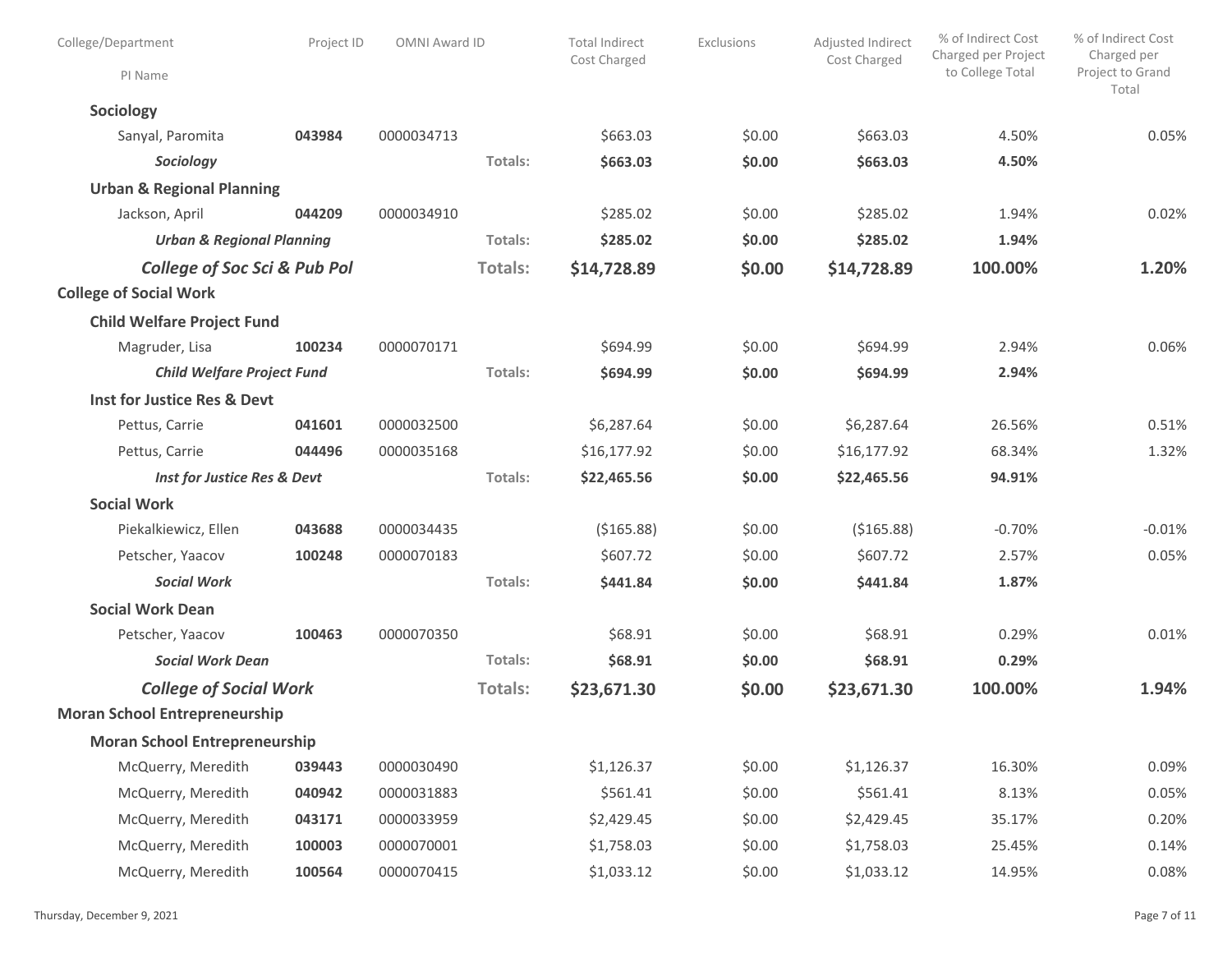| College/Department<br>PI Name | Project ID | OMNI Award ID | | Total Indirect Cost Charged | Exclusions | Adjusted Indirect Cost Charged | % of Indirect Cost Charged per Project to College Total | % of Indirect Cost Charged per Project to Grand Total |
|---|---|---|---|---|---|---|---|---|
| **Sociology** | | | | | | | | |
| Sanyal, Paromita | **043984** | 0000034713 | | $663.03 | $0.00 | $663.03 | 4.50% | 0.05% |
| ***Sociology*** | | | Totals: | **$663.03** | **$0.00** | **$663.03** | **4.50%** | |
| **Urban & Regional Planning** | | | | | | | | |
| Jackson, April | **044209** | 0000034910 | | $285.02 | $0.00 | $285.02 | 1.94% | 0.02% |
| ***Urban & Regional Planning*** | | | Totals: | **$285.02** | **$0.00** | **$285.02** | **1.94%** | |
| ***College of Soc Sci & Pub Pol*** | | | Totals: | **$14,728.89** | **$0.00** | **$14,728.89** | **100.00%** | **1.20%** |
| **College of Social Work** | | | | | | | | |
| **Child Welfare Project Fund** | | | | | | | | |
| Magruder, Lisa | **100234** | 0000070171 | | $694.99 | $0.00 | $694.99 | 2.94% | 0.06% |
| ***Child Welfare Project Fund*** | | | Totals: | **$694.99** | **$0.00** | **$694.99** | **2.94%** | |
| **Inst for Justice Res & Devt** | | | | | | | | |
| Pettus, Carrie | **041601** | 0000032500 | | $6,287.64 | $0.00 | $6,287.64 | 26.56% | 0.51% |
| Pettus, Carrie | **044496** | 0000035168 | | $16,177.92 | $0.00 | $16,177.92 | 68.34% | 1.32% |
| ***Inst for Justice Res & Devt*** | | | Totals: | **$22,465.56** | **$0.00** | **$22,465.56** | **94.91%** | |
| **Social Work** | | | | | | | | |
| Piekalkiewicz, Ellen | **043688** | 0000034435 | | ($165.88) | $0.00 | ($165.88) | -0.70% | -0.01% |
| Petscher, Yaacov | **100248** | 0000070183 | | $607.72 | $0.00 | $607.72 | 2.57% | 0.05% |
| ***Social Work*** | | | Totals: | **$441.84** | **$0.00** | **$441.84** | **1.87%** | |
| **Social Work Dean** | | | | | | | | |
| Petscher, Yaacov | **100463** | 0000070350 | | $68.91 | $0.00 | $68.91 | 0.29% | 0.01% |
| ***Social Work Dean*** | | | Totals: | **$68.91** | **$0.00** | **$68.91** | **0.29%** | |
| ***College of Social Work*** | | | Totals: | **$23,671.30** | **$0.00** | **$23,671.30** | **100.00%** | **1.94%** |
| **Moran School Entrepreneurship** | | | | | | | | |
| **Moran School Entrepreneurship** | | | | | | | | |
| McQuerry, Meredith | **039443** | 0000030490 | | $1,126.37 | $0.00 | $1,126.37 | 16.30% | 0.09% |
| McQuerry, Meredith | **040942** | 0000031883 | | $561.41 | $0.00 | $561.41 | 8.13% | 0.05% |
| McQuerry, Meredith | **043171** | 0000033959 | | $2,429.45 | $0.00 | $2,429.45 | 35.17% | 0.20% |
| McQuerry, Meredith | **100003** | 0000070001 | | $1,758.03 | $0.00 | $1,758.03 | 25.45% | 0.14% |
| McQuerry, Meredith | **100564** | 0000070415 | | $1,033.12 | $0.00 | $1,033.12 | 14.95% | 0.08% |

Thursday, December 9, 2021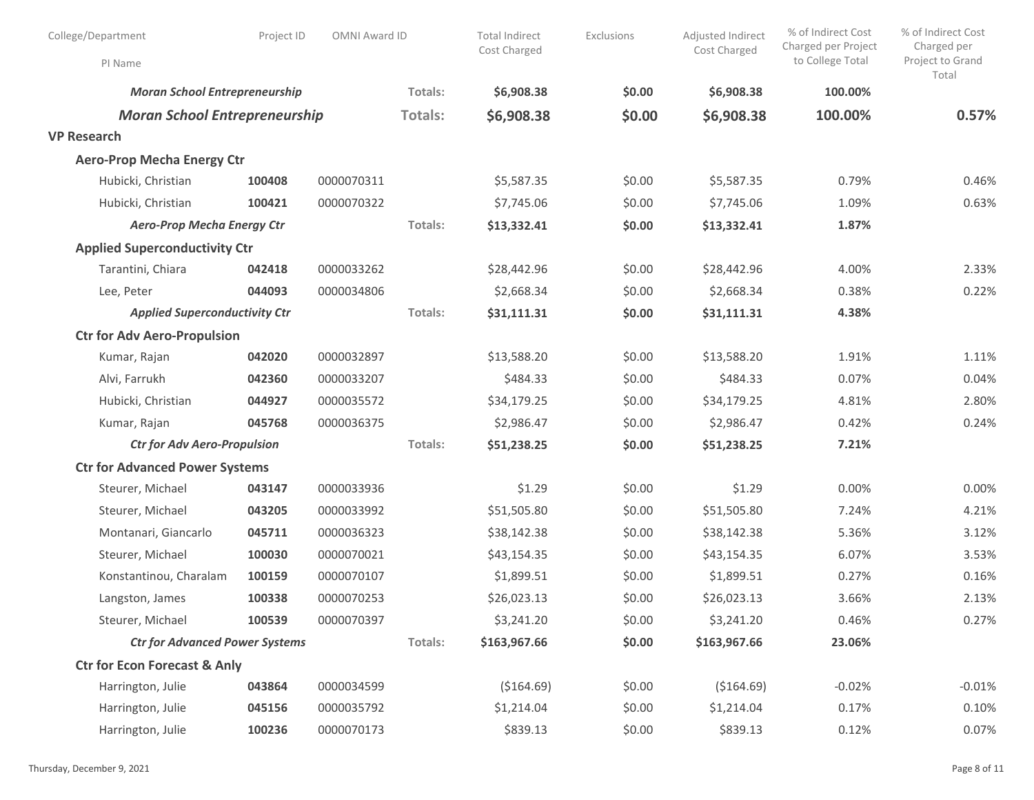| College/Department<br>PI Name | Project ID | OMNI Award ID | | Total Indirect Cost Charged | Exclusions | Adjusted Indirect Cost Charged | % of Indirect Cost Charged per Project to College Total | % of Indirect Cost Charged per Project to Grand Total |
|---|---|---|---|---|---|---|---|---|
| ***Moran School Entrepreneurship*** | | | **Totals:** | **$6,908.38** | **$0.00** | **$6,908.38** | **100.00%** | |
| ***Moran School Entrepreneurship*** | | | **Totals:** | **$6,908.38** | **$0.00** | **$6,908.38** | **100.00%** | **0.57%** |
| **VP Research** | | | | | | | | |
| **Aero-Prop Mecha Energy Ctr** | | | | | | | | |
| Hubicki, Christian | **100408** | 0000070311 | | $5,587.35 | $0.00 | $5,587.35 | 0.79% | 0.46% |
| Hubicki, Christian | **100421** | 0000070322 | | $7,745.06 | $0.00 | $7,745.06 | 1.09% | 0.63% |
| ***Aero-Prop Mecha Energy Ctr*** | | | **Totals:** | **$13,332.41** | **$0.00** | **$13,332.41** | **1.87%** | |
| **Applied Superconductivity Ctr** | | | | | | | | |
| Tarantini, Chiara | **042418** | 0000033262 | | $28,442.96 | $0.00 | $28,442.96 | 4.00% | 2.33% |
| Lee, Peter | **044093** | 0000034806 | | $2,668.34 | $0.00 | $2,668.34 | 0.38% | 0.22% |
| ***Applied Superconductivity Ctr*** | | | **Totals:** | **$31,111.31** | **$0.00** | **$31,111.31** | **4.38%** | |
| **Ctr for Adv Aero-Propulsion** | | | | | | | | |
| Kumar, Rajan | **042020** | 0000032897 | | $13,588.20 | $0.00 | $13,588.20 | 1.91% | 1.11% |
| Alvi, Farrukh | **042360** | 0000033207 | | $484.33 | $0.00 | $484.33 | 0.07% | 0.04% |
| Hubicki, Christian | **044927** | 0000035572 | | $34,179.25 | $0.00 | $34,179.25 | 4.81% | 2.80% |
| Kumar, Rajan | **045768** | 0000036375 | | $2,986.47 | $0.00 | $2,986.47 | 0.42% | 0.24% |
| ***Ctr for Adv Aero-Propulsion*** | | | **Totals:** | **$51,238.25** | **$0.00** | **$51,238.25** | **7.21%** | |
| **Ctr for Advanced Power Systems** | | | | | | | | |
| Steurer, Michael | **043147** | 0000033936 | | $1.29 | $0.00 | $1.29 | 0.00% | 0.00% |
| Steurer, Michael | **043205** | 0000033992 | | $51,505.80 | $0.00 | $51,505.80 | 7.24% | 4.21% |
| Montanari, Giancarlo | **045711** | 0000036323 | | $38,142.38 | $0.00 | $38,142.38 | 5.36% | 3.12% |
| Steurer, Michael | **100030** | 0000070021 | | $43,154.35 | $0.00 | $43,154.35 | 6.07% | 3.53% |
| Konstantinou, Charalam | **100159** | 0000070107 | | $1,899.51 | $0.00 | $1,899.51 | 0.27% | 0.16% |
| Langston, James | **100338** | 0000070253 | | $26,023.13 | $0.00 | $26,023.13 | 3.66% | 2.13% |
| Steurer, Michael | **100539** | 0000070397 | | $3,241.20 | $0.00 | $3,241.20 | 0.46% | 0.27% |
| ***Ctr for Advanced Power Systems*** | | | **Totals:** | **$163,967.66** | **$0.00** | **$163,967.66** | **23.06%** | |
| **Ctr for Econ Forecast & Anly** | | | | | | | | |
| Harrington, Julie | **043864** | 0000034599 | | ($164.69) | $0.00 | ($164.69) | -0.02% | -0.01% |
| Harrington, Julie | **045156** | 0000035792 | | $1,214.04 | $0.00 | $1,214.04 | 0.17% | 0.10% |
| Harrington, Julie | **100236** | 0000070173 | | $839.13 | $0.00 | $839.13 | 0.12% | 0.07% |

Thursday, December 9, 2021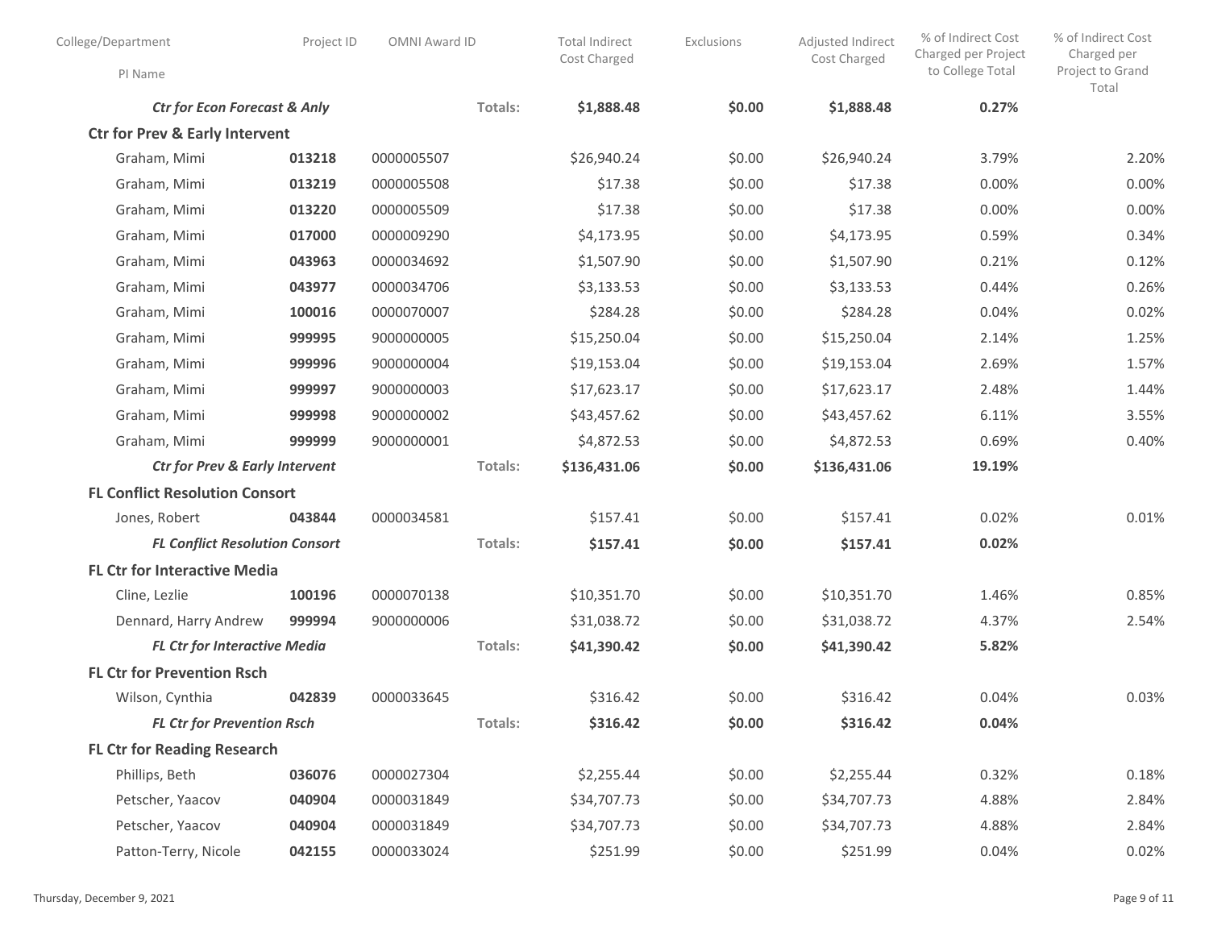| College/Department<br>PI Name | Project ID | OMNI Award ID | | Total Indirect Cost Charged | Exclusions | Adjusted Indirect Cost Charged | % of Indirect Cost Charged per Project to College Total | % of Indirect Cost Charged per Project to Grand Total |
|---|---|---|---|---|---|---|---|---|
| ***Ctr for Econ Forecast & Anly*** | | | Totals: | **$1,888.48** | **$0.00** | **$1,888.48** | **0.27%** | |
| **Ctr for Prev & Early Intervent** | | | | | | | | |
| Graham, Mimi | **013218** | 0000005507 | | $26,940.24 | $0.00 | $26,940.24 | 3.79% | 2.20% |
| Graham, Mimi | **013219** | 0000005508 | | $17.38 | $0.00 | $17.38 | 0.00% | 0.00% |
| Graham, Mimi | **013220** | 0000005509 | | $17.38 | $0.00 | $17.38 | 0.00% | 0.00% |
| Graham, Mimi | **017000** | 0000009290 | | $4,173.95 | $0.00 | $4,173.95 | 0.59% | 0.34% |
| Graham, Mimi | **043963** | 0000034692 | | $1,507.90 | $0.00 | $1,507.90 | 0.21% | 0.12% |
| Graham, Mimi | **043977** | 0000034706 | | $3,133.53 | $0.00 | $3,133.53 | 0.44% | 0.26% |
| Graham, Mimi | **100016** | 0000070007 | | $284.28 | $0.00 | $284.28 | 0.04% | 0.02% |
| Graham, Mimi | **999995** | 9000000005 | | $15,250.04 | $0.00 | $15,250.04 | 2.14% | 1.25% |
| Graham, Mimi | **999996** | 9000000004 | | $19,153.04 | $0.00 | $19,153.04 | 2.69% | 1.57% |
| Graham, Mimi | **999997** | 9000000003 | | $17,623.17 | $0.00 | $17,623.17 | 2.48% | 1.44% |
| Graham, Mimi | **999998** | 9000000002 | | $43,457.62 | $0.00 | $43,457.62 | 6.11% | 3.55% |
| Graham, Mimi | **999999** | 9000000001 | | $4,872.53 | $0.00 | $4,872.53 | 0.69% | 0.40% |
| ***Ctr for Prev & Early Intervent*** | | | Totals: | **$136,431.06** | **$0.00** | **$136,431.06** | **19.19%** | |
| **FL Conflict Resolution Consort** | | | | | | | | |
| Jones, Robert | **043844** | 0000034581 | | $157.41 | $0.00 | $157.41 | 0.02% | 0.01% |
| ***FL Conflict Resolution Consort*** | | | Totals: | **$157.41** | **$0.00** | **$157.41** | **0.02%** | |
| **FL Ctr for Interactive Media** | | | | | | | | |
| Cline, Lezlie | **100196** | 0000070138 | | $10,351.70 | $0.00 | $10,351.70 | 1.46% | 0.85% |
| Dennard, Harry Andrew | **999994** | 9000000006 | | $31,038.72 | $0.00 | $31,038.72 | 4.37% | 2.54% |
| ***FL Ctr for Interactive Media*** | | | Totals: | **$41,390.42** | **$0.00** | **$41,390.42** | **5.82%** | |
| **FL Ctr for Prevention Rsch** | | | | | | | | |
| Wilson, Cynthia | **042839** | 0000033645 | | $316.42 | $0.00 | $316.42 | 0.04% | 0.03% |
| ***FL Ctr for Prevention Rsch*** | | | Totals: | **$316.42** | **$0.00** | **$316.42** | **0.04%** | |
| **FL Ctr for Reading Research** | | | | | | | | |
| Phillips, Beth | **036076** | 0000027304 | | $2,255.44 | $0.00 | $2,255.44 | 0.32% | 0.18% |
| Petscher, Yaacov | **040904** | 0000031849 | | $34,707.73 | $0.00 | $34,707.73 | 4.88% | 2.84% |
| Petscher, Yaacov | **040904** | 0000031849 | | $34,707.73 | $0.00 | $34,707.73 | 4.88% | 2.84% |
| Patton-Terry, Nicole | **042155** | 0000033024 | | $251.99 | $0.00 | $251.99 | 0.04% | 0.02% |

Thursday, December 9, 2021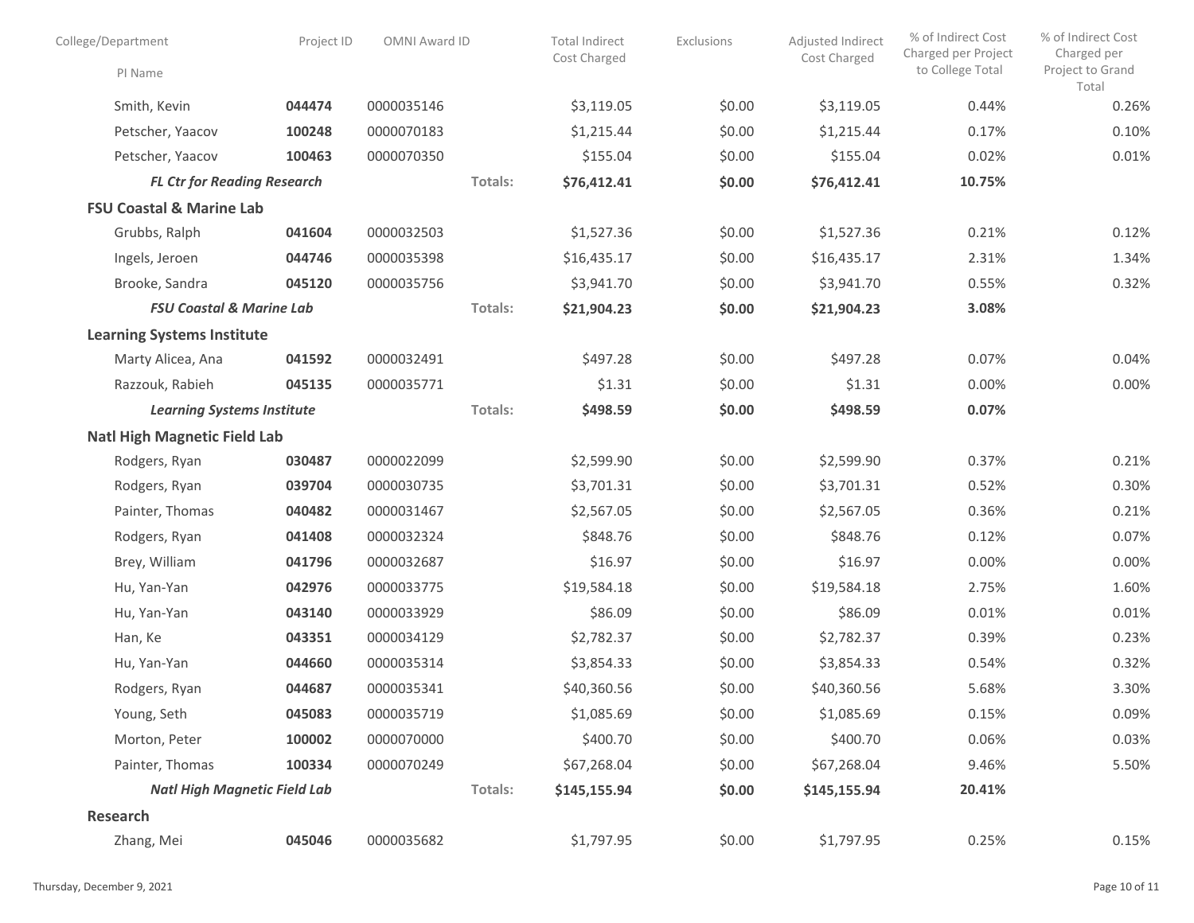| College/Department PI Name | Project ID | OMNI Award ID | | Total Indirect Cost Charged | Exclusions | Adjusted Indirect Cost Charged | % of Indirect Cost Charged per Project to College Total | % of Indirect Cost Charged per Project to Grand Total |
|---|---|---|---|---|---|---|---|---|
| Smith, Kevin | **044474** | 0000035146 | | $3,119.05 | $0.00 | $3,119.05 | 0.44% | 0.26% |
| Petscher, Yaacov | **100248** | 0000070183 | | $1,215.44 | $0.00 | $1,215.44 | 0.17% | 0.10% |
| Petscher, Yaacov | **100463** | 0000070350 | | $155.04 | $0.00 | $155.04 | 0.02% | 0.01% |
| ***FL Ctr for Reading Research*** | | | **Totals:** | **$76,412.41** | **$0.00** | **$76,412.41** | **10.75%** | |
| **FSU Coastal & Marine Lab** | | | | | | | | |
| Grubbs, Ralph | **041604** | 0000032503 | | $1,527.36 | $0.00 | $1,527.36 | 0.21% | 0.12% |
| Ingels, Jeroen | **044746** | 0000035398 | | $16,435.17 | $0.00 | $16,435.17 | 2.31% | 1.34% |
| Brooke, Sandra | **045120** | 0000035756 | | $3,941.70 | $0.00 | $3,941.70 | 0.55% | 0.32% |
| ***FSU Coastal & Marine Lab*** | | | **Totals:** | **$21,904.23** | **$0.00** | **$21,904.23** | **3.08%** | |
| **Learning Systems Institute** | | | | | | | | |
| Marty Alicea, Ana | **041592** | 0000032491 | | $497.28 | $0.00 | $497.28 | 0.07% | 0.04% |
| Razzouk, Rabieh | **045135** | 0000035771 | | $1.31 | $0.00 | $1.31 | 0.00% | 0.00% |
| ***Learning Systems Institute*** | | | **Totals:** | **$498.59** | **$0.00** | **$498.59** | **0.07%** | |
| **Natl High Magnetic Field Lab** | | | | | | | | |
| Rodgers, Ryan | **030487** | 0000022099 | | $2,599.90 | $0.00 | $2,599.90 | 0.37% | 0.21% |
| Rodgers, Ryan | **039704** | 0000030735 | | $3,701.31 | $0.00 | $3,701.31 | 0.52% | 0.30% |
| Painter, Thomas | **040482** | 0000031467 | | $2,567.05 | $0.00 | $2,567.05 | 0.36% | 0.21% |
| Rodgers, Ryan | **041408** | 0000032324 | | $848.76 | $0.00 | $848.76 | 0.12% | 0.07% |
| Brey, William | **041796** | 0000032687 | | $16.97 | $0.00 | $16.97 | 0.00% | 0.00% |
| Hu, Yan-Yan | **042976** | 0000033775 | | $19,584.18 | $0.00 | $19,584.18 | 2.75% | 1.60% |
| Hu, Yan-Yan | **043140** | 0000033929 | | $86.09 | $0.00 | $86.09 | 0.01% | 0.01% |
| Han, Ke | **043351** | 0000034129 | | $2,782.37 | $0.00 | $2,782.37 | 0.39% | 0.23% |
| Hu, Yan-Yan | **044660** | 0000035314 | | $3,854.33 | $0.00 | $3,854.33 | 0.54% | 0.32% |
| Rodgers, Ryan | **044687** | 0000035341 | | $40,360.56 | $0.00 | $40,360.56 | 5.68% | 3.30% |
| Young, Seth | **045083** | 0000035719 | | $1,085.69 | $0.00 | $1,085.69 | 0.15% | 0.09% |
| Morton, Peter | **100002** | 0000070000 | | $400.70 | $0.00 | $400.70 | 0.06% | 0.03% |
| Painter, Thomas | **100334** | 0000070249 | | $67,268.04 | $0.00 | $67,268.04 | 9.46% | 5.50% |
| ***Natl High Magnetic Field Lab*** | | | **Totals:** | **$145,155.94** | **$0.00** | **$145,155.94** | **20.41%** | |
| **Research** | | | | | | | | |
| Zhang, Mei | **045046** | 0000035682 | | $1,797.95 | $0.00 | $1,797.95 | 0.25% | 0.15% |

Thursday, December 9, 2021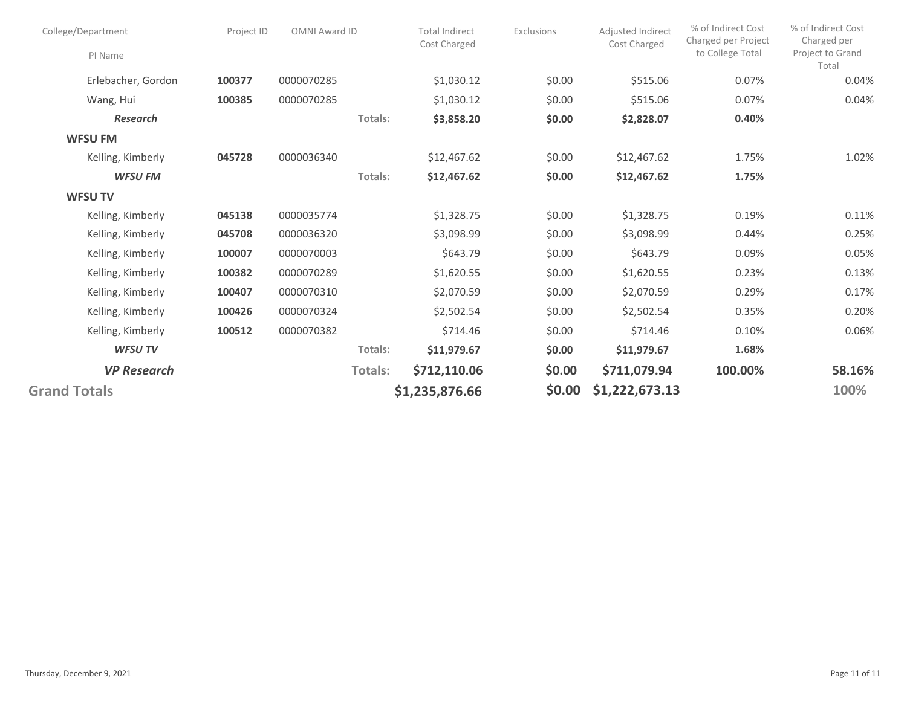| College/Department PI Name | Project ID | OMNI Award ID | | Total Indirect Cost Charged | Exclusions | Adjusted Indirect Cost Charged | % of Indirect Cost Charged per Project to College Total | % of Indirect Cost Charged per Project to Grand Total |
|---|---|---|---|---|---|---|---|---|
| Erlebacher, Gordon | **100377** | 0000070285 | | $1,030.12 | $0.00 | $515.06 | 0.07% | 0.04% |
| Wang, Hui | **100385** | 0000070285 | | $1,030.12 | $0.00 | $515.06 | 0.07% | 0.04% |
| ***Research*** | | | Totals: | **$3,858.20** | **$0.00** | **$2,828.07** | **0.40%** | |
| **WFSU FM** | | | | | | | | |
| Kelling, Kimberly | **045728** | 0000036340 | | $12,467.62 | $0.00 | $12,467.62 | 1.75% | 1.02% |
| ***WFSU FM*** | | | Totals: | **$12,467.62** | **$0.00** | **$12,467.62** | **1.75%** | |
| **WFSU TV** | | | | | | | | |
| Kelling, Kimberly | **045138** | 0000035774 | | $1,328.75 | $0.00 | $1,328.75 | 0.19% | 0.11% |
| Kelling, Kimberly | **045708** | 0000036320 | | $3,098.99 | $0.00 | $3,098.99 | 0.44% | 0.25% |
| Kelling, Kimberly | **100007** | 0000070003 | | $643.79 | $0.00 | $643.79 | 0.09% | 0.05% |
| Kelling, Kimberly | **100382** | 0000070289 | | $1,620.55 | $0.00 | $1,620.55 | 0.23% | 0.13% |
| Kelling, Kimberly | **100407** | 0000070310 | | $2,070.59 | $0.00 | $2,070.59 | 0.29% | 0.17% |
| Kelling, Kimberly | **100426** | 0000070324 | | $2,502.54 | $0.00 | $2,502.54 | 0.35% | 0.20% |
| Kelling, Kimberly | **100512** | 0000070382 | | $714.46 | $0.00 | $714.46 | 0.10% | 0.06% |
| ***WFSU TV*** | | | Totals: | **$11,979.67** | **$0.00** | **$11,979.67** | **1.68%** | |
| ***VP Research*** | | | Totals: | **$712,110.06** | **$0.00** | **$711,079.94** | **100.00%** | **58.16%** |
| **Grand Totals** | | | | **$1,235,876.66** | **$0.00** | **$1,222,673.13** | | **100%** |

Thursday, December 9, 2021